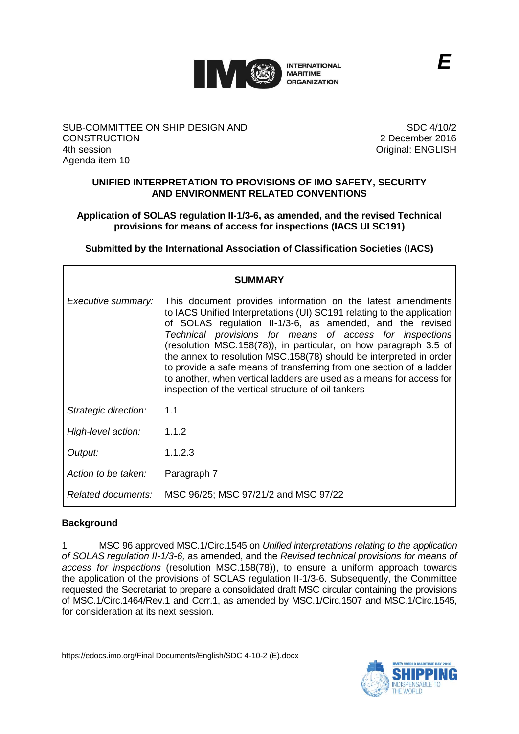SUB-COMMITTEE ON SHIP DESIGN AND CONSTRUCTION
4th session
Agenda item 10

SDC 4/10/2
2 December 2016
Original: ENGLISH

**UNIFIED INTERPRETATION TO PROVISIONS OF IMO SAFETY, SECURITY AND ENVIRONMENT RELATED CONVENTIONS**

**Application of SOLAS regulation II-1/3-6, as amended, and the revised Technical provisions for means of access for inspections (IACS UI SC191)**

**Submitted by the International Association of Classification Societies (IACS)**

| **SUMMARY** | |
|---|---|
| *Executive summary:* | This document provides information on the latest amendments to IACS Unified Interpretations (UI) SC191 relating to the application of SOLAS regulation II-1/3-6, as amended, and the revised *Technical provisions for means of access for inspections* (resolution MSC.158(78)), in particular, on how paragraph 3.5 of the annex to resolution MSC.158(78) should be interpreted in order to provide a safe means of transferring from one section of a ladder to another, when vertical ladders are used as a means for access for inspection of the vertical structure of oil tankers |
| *Strategic direction:* | 1.1 |
| *High-level action:* | 1.1.2 |
| *Output:* | 1.1.2.3 |
| *Action to be taken:* | Paragraph 7 |
| *Related documents:* | MSC 96/25; MSC 97/21/2 and MSC 97/22 |

## Background

1 MSC 96 approved MSC.1/Circ.1545 on *Unified interpretations relating to the application of SOLAS regulation II-1/3-6,* as amended, and the *Revised technical provisions for means of access for inspections* (resolution MSC.158(78)), to ensure a uniform approach towards the application of the provisions of SOLAS regulation II-1/3-6. Subsequently, the Committee requested the Secretariat to prepare a consolidated draft MSC circular containing the provisions of MSC.1/Circ.1464/Rev.1 and Corr.1, as amended by MSC.1/Circ.1507 and MSC.1/Circ.1545, for consideration at its next session.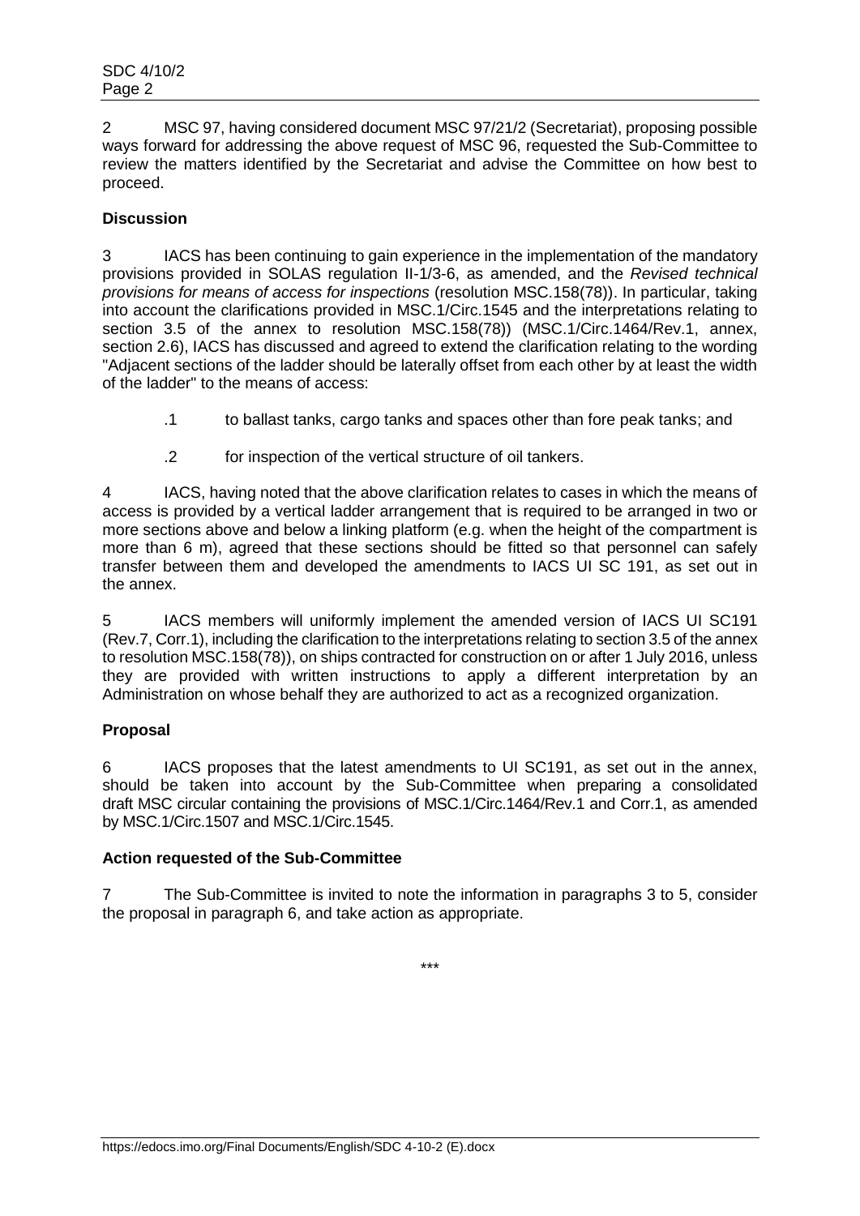2 MSC 97, having considered document MSC 97/21/2 (Secretariat), proposing possible ways forward for addressing the above request of MSC 96, requested the Sub-Committee to review the matters identified by the Secretariat and advise the Committee on how best to proceed.

**Discussion**

3 IACS has been continuing to gain experience in the implementation of the mandatory provisions provided in SOLAS regulation II-1/3-6, as amended, and the *Revised technical provisions for means of access for inspections* (resolution MSC.158(78)). In particular, taking into account the clarifications provided in MSC.1/Circ.1545 and the interpretations relating to section 3.5 of the annex to resolution MSC.158(78)) (MSC.1/Circ.1464/Rev.1, annex, section 2.6), IACS has discussed and agreed to extend the clarification relating to the wording "Adjacent sections of the ladder should be laterally offset from each other by at least the width of the ladder" to the means of access:

.1 to ballast tanks, cargo tanks and spaces other than fore peak tanks; and

.2 for inspection of the vertical structure of oil tankers.

4 IACS, having noted that the above clarification relates to cases in which the means of access is provided by a vertical ladder arrangement that is required to be arranged in two or more sections above and below a linking platform (e.g. when the height of the compartment is more than 6 m), agreed that these sections should be fitted so that personnel can safely transfer between them and developed the amendments to IACS UI SC 191, as set out in the annex.

5 IACS members will uniformly implement the amended version of IACS UI SC191 (Rev.7, Corr.1), including the clarification to the interpretations relating to section 3.5 of the annex to resolution MSC.158(78)), on ships contracted for construction on or after 1 July 2016, unless they are provided with written instructions to apply a different interpretation by an Administration on whose behalf they are authorized to act as a recognized organization.

**Proposal**

6 IACS proposes that the latest amendments to UI SC191, as set out in the annex, should be taken into account by the Sub-Committee when preparing a consolidated draft MSC circular containing the provisions of MSC.1/Circ.1464/Rev.1 and Corr.1, as amended by MSC.1/Circ.1507 and MSC.1/Circ.1545.

**Action requested of the Sub-Committee**

7 The Sub-Committee is invited to note the information in paragraphs 3 to 5, consider the proposal in paragraph 6, and take action as appropriate.

\*\*\*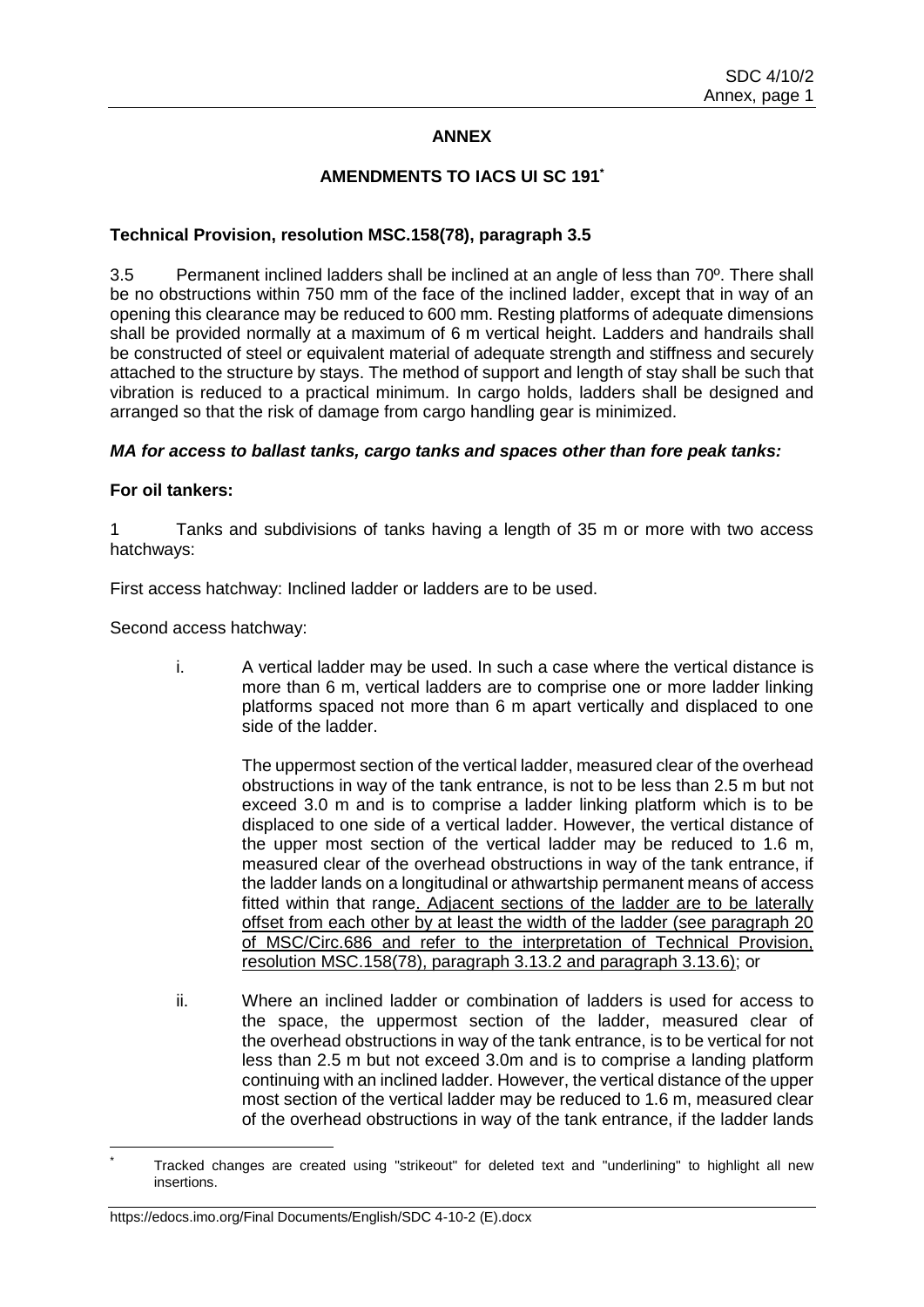## ANNEX

### AMENDMENTS TO IACS UI SC 191*

**Technical Provision, resolution MSC.158(78), paragraph 3.5**

3.5 Permanent inclined ladders shall be inclined at an angle of less than 70º. There shall be no obstructions within 750 mm of the face of the inclined ladder, except that in way of an opening this clearance may be reduced to 600 mm. Resting platforms of adequate dimensions shall be provided normally at a maximum of 6 m vertical height. Ladders and handrails shall be constructed of steel or equivalent material of adequate strength and stiffness and securely attached to the structure by stays. The method of support and length of stay shall be such that vibration is reduced to a practical minimum. In cargo holds, ladders shall be designed and arranged so that the risk of damage from cargo handling gear is minimized.

***MA for access to ballast tanks, cargo tanks and spaces other than fore peak tanks:***

**For oil tankers:**

1 Tanks and subdivisions of tanks having a length of 35 m or more with two access hatchways:

First access hatchway: Inclined ladder or ladders are to be used.

Second access hatchway:

i. A vertical ladder may be used. In such a case where the vertical distance is more than 6 m, vertical ladders are to comprise one or more ladder linking platforms spaced not more than 6 m apart vertically and displaced to one side of the ladder.

   The uppermost section of the vertical ladder, measured clear of the overhead obstructions in way of the tank entrance, is not to be less than 2.5 m but not exceed 3.0 m and is to comprise a ladder linking platform which is to be displaced to one side of a vertical ladder. However, the vertical distance of the upper most section of the vertical ladder may be reduced to 1.6 m, measured clear of the overhead obstructions in way of the tank entrance, if the ladder lands on a longitudinal or athwartship permanent means of access fitted within that range<u>. Adjacent sections of the ladder are to be laterally offset from each other by at least the width of the ladder (see paragraph 20 of MSC/Circ.686 and refer to the interpretation of Technical Provision, resolution MSC.158(78), paragraph 3.13.2 and paragraph 3.13.6)</u>; or

ii. Where an inclined ladder or combination of ladders is used for access to the space, the uppermost section of the ladder, measured clear of the overhead obstructions in way of the tank entrance, is to be vertical for not less than 2.5 m but not exceed 3.0m and is to comprise a landing platform continuing with an inclined ladder. However, the vertical distance of the upper most section of the vertical ladder may be reduced to 1.6 m, measured clear of the overhead obstructions in way of the tank entrance, if the ladder lands

---

\* Tracked changes are created using "strikeout" for deleted text and "underlining" to highlight all new insertions.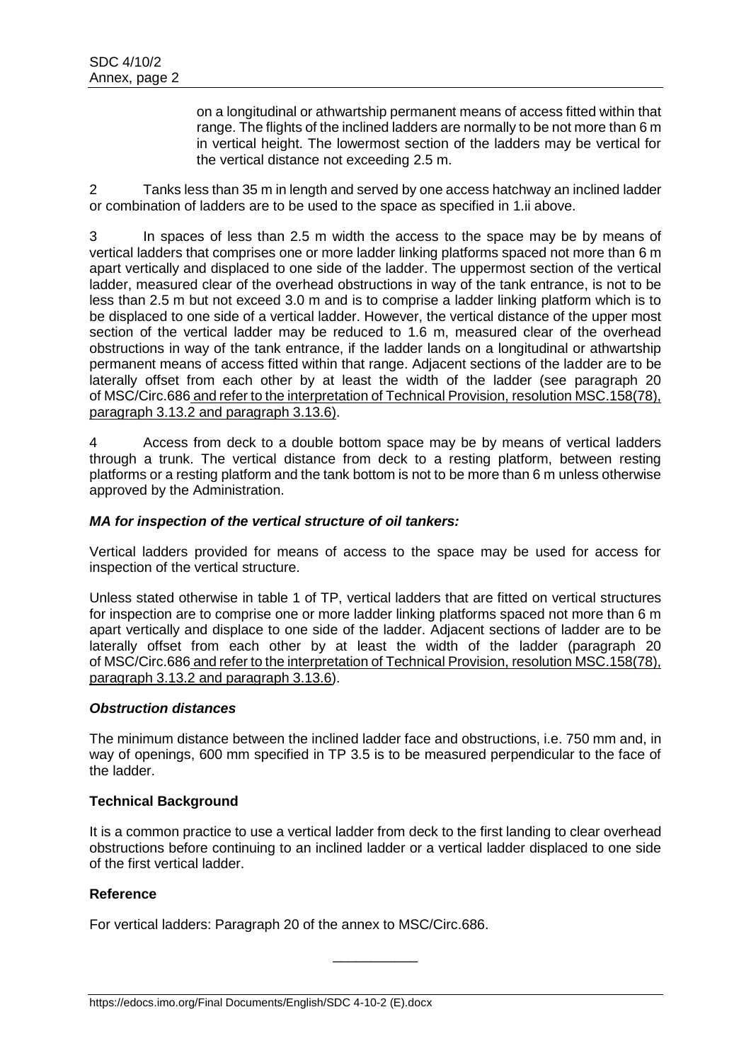on a longitudinal or athwartship permanent means of access fitted within that range. The flights of the inclined ladders are normally to be not more than 6 m in vertical height. The lowermost section of the ladders may be vertical for the vertical distance not exceeding 2.5 m.

2 Tanks less than 35 m in length and served by one access hatchway an inclined ladder or combination of ladders are to be used to the space as specified in 1.ii above.

3 In spaces of less than 2.5 m width the access to the space may be by means of vertical ladders that comprises one or more ladder linking platforms spaced not more than 6 m apart vertically and displaced to one side of the ladder. The uppermost section of the vertical ladder, measured clear of the overhead obstructions in way of the tank entrance, is not to be less than 2.5 m but not exceed 3.0 m and is to comprise a ladder linking platform which is to be displaced to one side of a vertical ladder. However, the vertical distance of the upper most section of the vertical ladder may be reduced to 1.6 m, measured clear of the overhead obstructions in way of the tank entrance, if the ladder lands on a longitudinal or athwartship permanent means of access fitted within that range. Adjacent sections of the ladder are to be laterally offset from each other by at least the width of the ladder (see paragraph 20 of MSC/Circ.686 and refer to the interpretation of Technical Provision, resolution MSC.158(78), paragraph 3.13.2 and paragraph 3.13.6).

4 Access from deck to a double bottom space may be by means of vertical ladders through a trunk. The vertical distance from deck to a resting platform, between resting platforms or a resting platform and the tank bottom is not to be more than 6 m unless otherwise approved by the Administration.

***MA for inspection of the vertical structure of oil tankers:***

Vertical ladders provided for means of access to the space may be used for access for inspection of the vertical structure.

Unless stated otherwise in table 1 of TP, vertical ladders that are fitted on vertical structures for inspection are to comprise one or more ladder linking platforms spaced not more than 6 m apart vertically and displace to one side of the ladder. Adjacent sections of ladder are to be laterally offset from each other by at least the width of the ladder (paragraph 20 of MSC/Circ.686 and refer to the interpretation of Technical Provision, resolution MSC.158(78), paragraph 3.13.2 and paragraph 3.13.6).

***Obstruction distances***

The minimum distance between the inclined ladder face and obstructions, i.e. 750 mm and, in way of openings, 600 mm specified in TP 3.5 is to be measured perpendicular to the face of the ladder.

**Technical Background**

It is a common practice to use a vertical ladder from deck to the first landing to clear overhead obstructions before continuing to an inclined ladder or a vertical ladder displaced to one side of the first vertical ladder.

**Reference**

For vertical ladders: Paragraph 20 of the annex to MSC/Circ.686.

\_\_\_\_\_\_\_\_\_\_\_